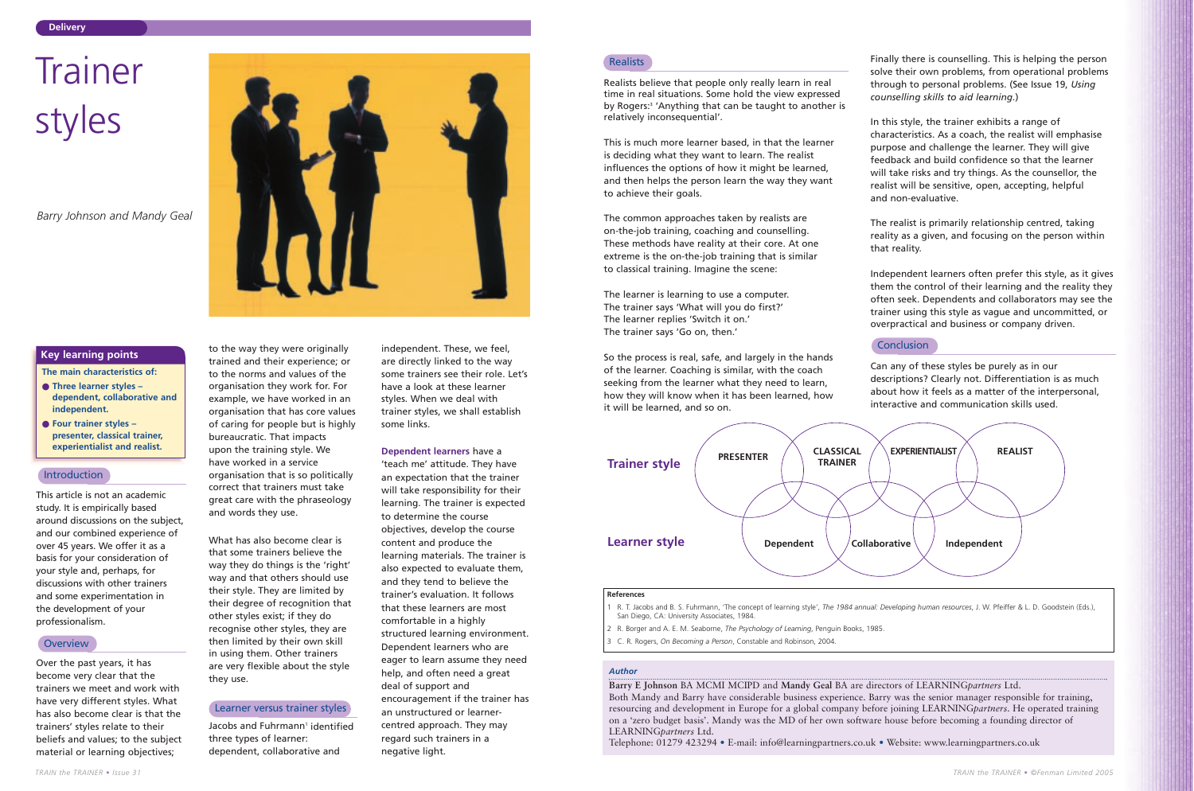# Trainer styles

*Barry Johnson and Mandy Geal*

## Key learning points

**The main characteristics of:**

- **Three learner styles – dependent, collaborative and independent.**
- **Four trainer styles – presenter, classical trainer, experientialist and realist.**

## Introduction

This article is not an academic study. It is empirically based around discussions on the subject, and our combined experience of over 45 years. We offer it as a basis for your consideration of your style and, perhaps, for discussions with other trainers and some experimentation in the development of your professionalism.

## Overview

Over the past years, it has become very clear that the trainers we meet and work with have very different styles. What has also become clear is that the trainers' styles relate to their beliefs and values; to the subject material or learning objectives; to the way they were originally trained and their experience; or to the norms and values of the organisation they work for. For example, we have worked in an organisation that has core values of caring for people but is highly bureaucratic. That impacts upon the training style. We have worked in a service organisation that is so politically correct that trainers must take great care with the phraseology and words they use.

What has also become clear is that some trainers believe the way they do things is the 'right' way and that others should use their style. They are limited by their degree of recognition that other styles exist; if they do recognise other styles, they are then limited by their own skill in using them. Other trainers are very flexible about the style they use.

## Learner versus trainer styles

Jacobs and Fuhrmann[1] identified three types of learner: dependent, collaborative and independent. These, we feel, are directly linked to the way some trainers see their role. Let's have a look at these learner styles. When we deal with trainer styles, we shall establish some links.

**Dependent learners** have a 'teach me' attitude. They have an expectation that the trainer will take responsibility for their learning. The trainer is expected to determine the course objectives, develop the course content and produce the learning materials. The trainer is also expected to evaluate them, and they tend to believe the trainer's evaluation. It follows that these learners are most comfortable in a highly structured learning environment. Dependent learners who are eager to learn assume they need help, and often need a great deal of support and encouragement if the trainer has an unstructured or learner-centred approach. They may regard such trainers in a negative light.

## Realists

Realists believe that people only really learn in real time in real situations. Some hold the view expressed by Rogers:[3] 'Anything that can be taught to another is relatively inconsequential'.

This is much more learner based, in that the learner is deciding what they want to learn. The realist influences the options of how it might be learned, and then helps the person learn the way they want to achieve their goals.

The common approaches taken by realists are on-the-job training, coaching and counselling. These methods have reality at their core. At one extreme is the on-the-job training that is similar to classical training. Imagine the scene:

The learner is learning to use a computer.
The trainer says 'What will you do first?'
The learner replies 'Switch it on.'
The trainer says 'Go on, then.'

So the process is real, safe, and largely in the hands of the learner. Coaching is similar, with the coach seeking from the learner what they need to learn, how they will know when it has been learned, how it will be learned, and so on.

Finally there is counselling. This is helping the person solve their own problems, from operational problems through to personal problems. (See Issue 19, *Using counselling skills to aid learning*.)

In this style, the trainer exhibits a range of characteristics. As a coach, the realist will emphasise purpose and challenge the learner. They will give feedback and build confidence so that the learner will take risks and try things. As the counsellor, the realist will be sensitive, open, accepting, helpful and non-evaluative.

The realist is primarily relationship centred, taking reality as a given, and focusing on the person within that reality.

Independent learners often prefer this style, as it gives them the control of their learning and the reality they often seek. Dependents and collaborators may see the trainer using this style as vague and uncommitted, or overpractical and business or company driven.

## Conclusion

Can any of these styles be purely as in our descriptions? Clearly not. Differentiation is as much about how it feels as a matter of the interpersonal, interactive and communication skills used.

**Trainer style**: PRESENTER, CLASSICAL TRAINER, EXPERIENTIALIST, REALIST

**Learner style**: Dependent, Collaborative, Independent

### References

1. R. T. Jacobs and B. S. Fuhrmann, 'The concept of learning style', *The 1984 annual: Developing human resources*, J. W. Pfeiffer & L. D. Goodstein (Eds.), San Diego, CA: University Associates, 1984.
2. R. Borger and A. E. M. Seaborne, *The Psychology of Learning*, Penguin Books, 1985.
3. C. R. Rogers, *On Becoming a Person*, Constable and Robinson, 2004.

### Author

**Barry E Johnson** BA MCMI MCIPD and **Mandy Geal** BA are directors of LEARNING*partners* Ltd.
Both Mandy and Barry have considerable business experience. Barry was the senior manager responsible for training, resourcing and development in Europe for a global company before joining LEARNING*partners*. He operated training on a 'zero budget basis'. Mandy was the MD of her own software house before becoming a founding director of LEARNING*partners* Ltd.
Telephone: 01279 423294 • E-mail: info@learningpartners.co.uk • Website: www.learningpartners.co.uk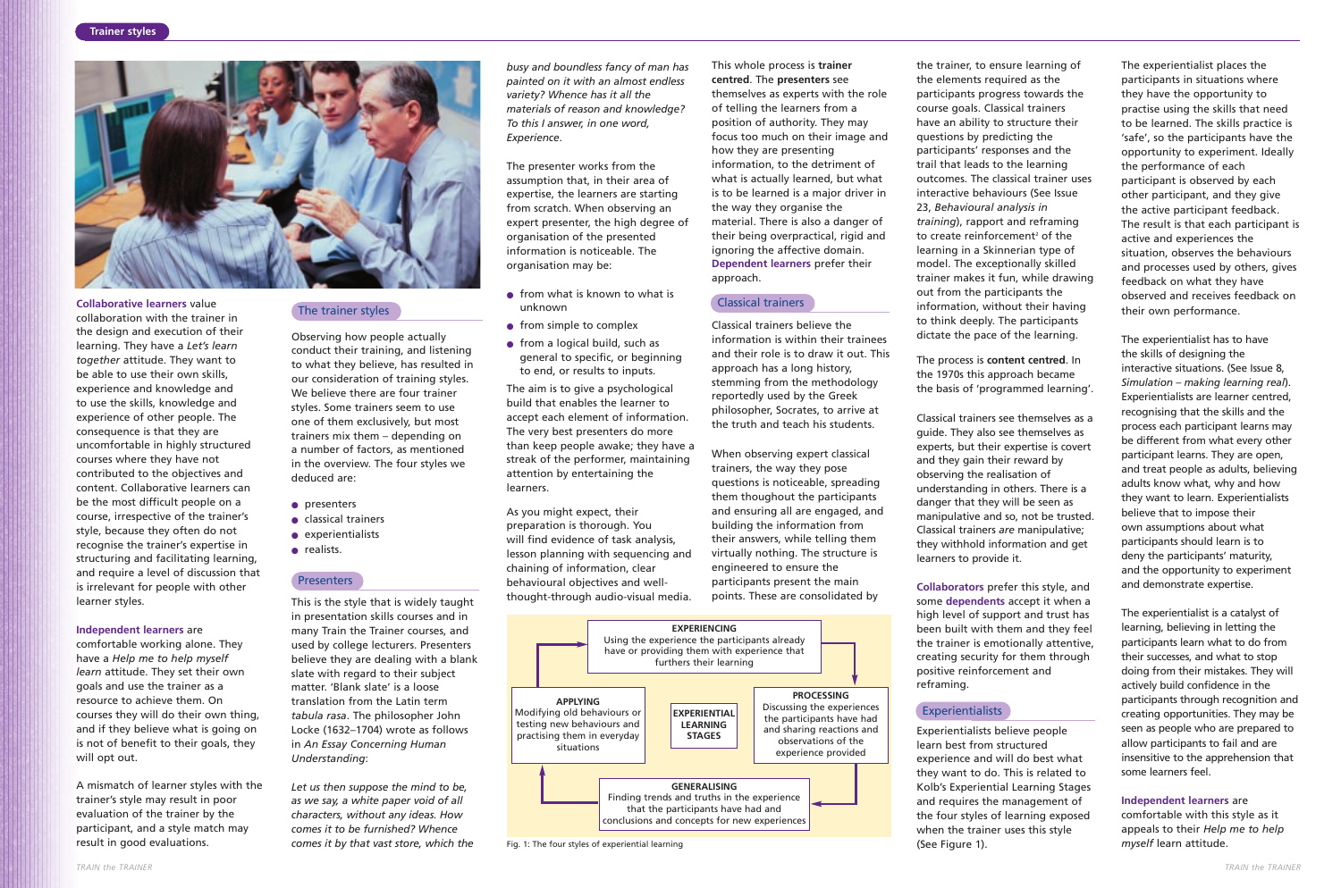**Collaborative learners** value collaboration with the trainer in the design and execution of their learning. They have a *Let's learn together* attitude. They want to be able to use their own skills, experience and knowledge and to use the skills, knowledge and experience of other people. The consequence is that they are uncomfortable in highly structured courses where they have not contributed to the objectives and content. Collaborative learners can be the most difficult people on a course, irrespective of the trainer's style, because they often do not recognise the trainer's expertise in structuring and facilitating learning, and require a level of discussion that is irrelevant for people with other learner styles.

**Independent learners** are comfortable working alone. They have a *Help me to help myself learn* attitude. They set their own goals and use the trainer as a resource to achieve them. On courses they will do their own thing, and if they believe what is going on is not of benefit to their goals, they will opt out.

A mismatch of learner styles with the trainer's style may result in poor evaluation of the trainer by the participant, and a style match may result in good evaluations.

## The trainer styles

Observing how people actually conduct their training, and listening to what they believe, has resulted in our consideration of training styles. We believe there are four trainer styles. Some trainers seem to use one of them exclusively, but most trainers mix them – depending on a number of factors, as mentioned in the overview. The four styles we deduced are:

- presenters
- classical trainers
- experientialists
- realists.

## Presenters

This is the style that is widely taught in presentation skills courses and in many Train the Trainer courses, and used by college lecturers. Presenters believe they are dealing with a blank slate with regard to their subject matter. 'Blank slate' is a loose translation from the Latin term *tabula rasa*. The philosopher John Locke (1632–1704) wrote as follows in *An Essay Concerning Human Understanding*:

*Let us then suppose the mind to be, as we say, a white paper void of all characters, without any ideas. How comes it to be furnished? Whence comes it by that vast store, which the busy and boundless fancy of man has painted on it with an almost endless variety? Whence has it all the materials of reason and knowledge? To this I answer, in one word, Experience.*

The presenter works from the assumption that, in their area of expertise, the learners are starting from scratch. When observing an expert presenter, the high degree of organisation of the presented information is noticeable. The organisation may be:

- from what is known to what is unknown
- from simple to complex
- from a logical build, such as general to specific, or beginning to end, or results to inputs.

The aim is to give a psychological build that enables the learner to accept each element of information. The very best presenters do more than keep people awake; they have a streak of the performer, maintaining attention by entertaining the learners.

As you might expect, their preparation is thorough. You will find evidence of task analysis, lesson planning with sequencing and chaining of information, clear behavioural objectives and well-thought-through audio-visual media.

This whole process is **trainer centred**. The **presenters** see themselves as experts with the role of telling the learners from a position of authority. They may focus too much on their image and how they are presenting information, to the detriment of what is actually learned, but what is to be learned is a major driver in the way they organise the material. There is also a danger of their being overpractical, rigid and ignoring the affective domain. **Dependent learners** prefer their approach.

## Classical trainers

Classical trainers believe the information is within their trainees and their role is to draw it out. This approach has a long history, stemming from the methodology reportedly used by the Greek philosopher, Socrates, to arrive at the truth and teach his students.

When observing expert classical trainers, the way they pose questions is noticeable, spreading them thoughout the participants and ensuring all are engaged, and building the information from their answers, while telling them virtually nothing. The structure is engineered to ensure the participants present the main points. These are consolidated by the trainer, to ensure learning of the elements required as the participants progress towards the course goals. Classical trainers have an ability to structure their questions by predicting the participants' responses and the trail that leads to the learning outcomes. The classical trainer uses interactive behaviours (See Issue 23, *Behavioural analysis in training*), rapport and reframing to create reinforcement[2] of the learning in a Skinnerian type of model. The exceptionally skilled trainer makes it fun, while drawing out from the participants the information, without their having to think deeply. The participants dictate the pace of the learning.

The process is **content centred**. In the 1970s this approach became the basis of 'programmed learning'.

Classical trainers see themselves as a guide. They also see themselves as experts, but their expertise is covert and they gain their reward by observing the realisation of understanding in others. There is a danger that they will be seen as manipulative and so, not be trusted. Classical trainers *are* manipulative; they withhold information and get learners to provide it.

**Collaborators** prefer this style, and some **dependents** accept it when a high level of support and trust has been built with them and they feel the trainer is emotionally attentive, creating security for them through positive reinforcement and reframing.

## Experientialists

Experientialists believe people learn best from structured experience and will do best what they want to do. This is related to Kolb's Experiential Learning Stages and requires the management of the four styles of learning exposed when the trainer uses this style (See Figure 1).

EXPERIENCING
Using the experience the participants already have or providing them with experience that furthers their learning

PROCESSING
Discussing the experiences the participants have had and sharing reactions and observations of the experience provided

GENERALISING
Finding trends and truths in the experience that the participants have had and conclusions and concepts for new experiences

APPLYING
Modifying old behaviours or testing new behaviours and practising them in everyday situations

EXPERIENTIAL LEARNING STAGES

Fig. 1: The four styles of experiential learning

The experientialist places the participants in situations where they have the opportunity to practise using the skills that need to be learned. The skills practice is 'safe', so the participants have the opportunity to experiment. Ideally the performance of each participant is observed by each other participant, and they give the active participant feedback. The result is that each participant is active and experiences the situation, observes the behaviours and processes used by others, gives feedback on what they have observed and receives feedback on their own performance.

The experientialist has to have the skills of designing the interactive situations. (See Issue 8, *Simulation – making learning real*). Experientialists are learner centred, recognising that the skills and the process each participant learns may be different from what every other participant learns. They are open, and treat people as adults, believing adults know what, why and how they want to learn. Experientialists believe that to impose their own assumptions about what participants should learn is to deny the participants' maturity, and the opportunity to experiment and demonstrate expertise.

The experientialist is a catalyst of learning, believing in letting the participants learn what to do from their successes, and what to stop doing from their mistakes. They will actively build confidence in the participants through recognition and creating opportunities. They may be seen as people who are prepared to allow participants to fail and are insensitive to the apprehension that some learners feel.

**Independent learners** are comfortable with this style as it appeals to their *Help me to help myself* learn attitude.